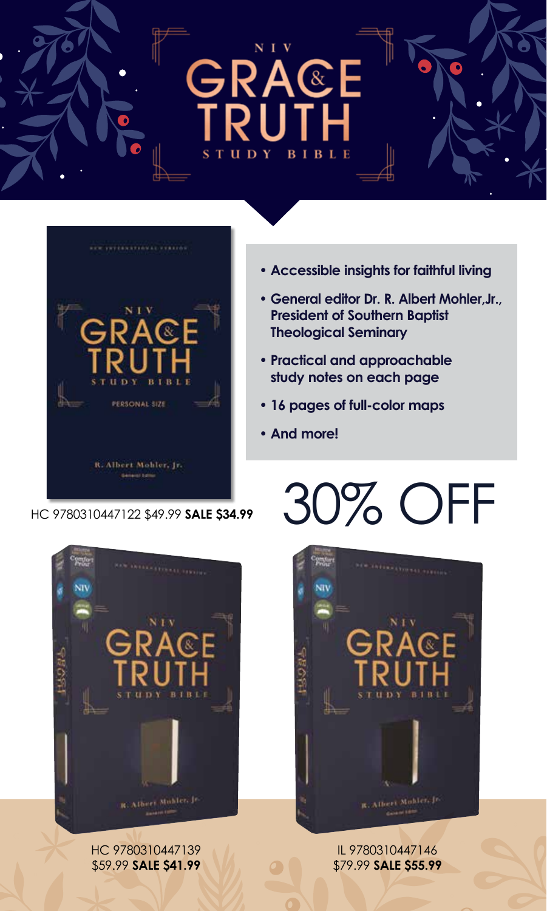# NIV GRACE & TRUTH STUDY BIBLE

- Accessible insights for faithful living
- General editor Dr. R. Albert Mohler,Jr., President of Southern Baptist Theological Seminary
- Practical and approachable study notes on each page
- 16 pages of full-color maps
- And more!

HC 9780310447122 $49.99 **SALE $34.99**

# 30% OFF

HC 9780310447139
$59.99 **SALE $41.99**

IL 9780310447146
$79.99 **SALE $55.99**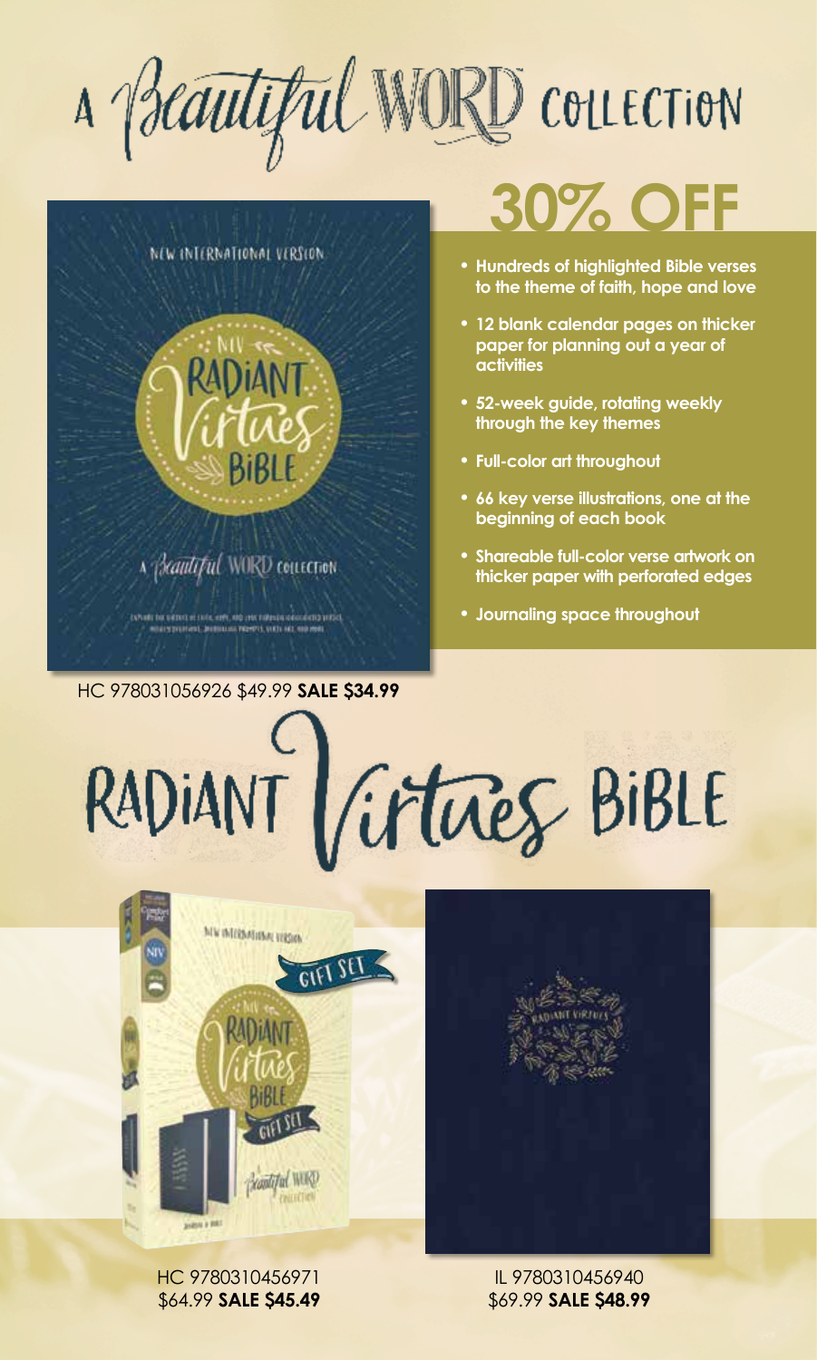# A Beautiful WORD Collection

## 30% OFF

- Hundreds of highlighted Bible verses to the theme of faith, hope and love
- 12 blank calendar pages on thicker paper for planning out a year of activities
- 52-week guide, rotating weekly through the key themes
- Full-color art throughout
- 66 key verse illustrations, one at the beginning of each book
- Shareable full-color verse artwork on thicker paper with perforated edges
- Journaling space throughout

HC 978031056926 $49.99 **SALE $34.99**

# Radiant Virtues Bible

HC 9780310456971
$64.99 **SALE $45.49**

IL 9780310456940
$69.99 **SALE $48.99**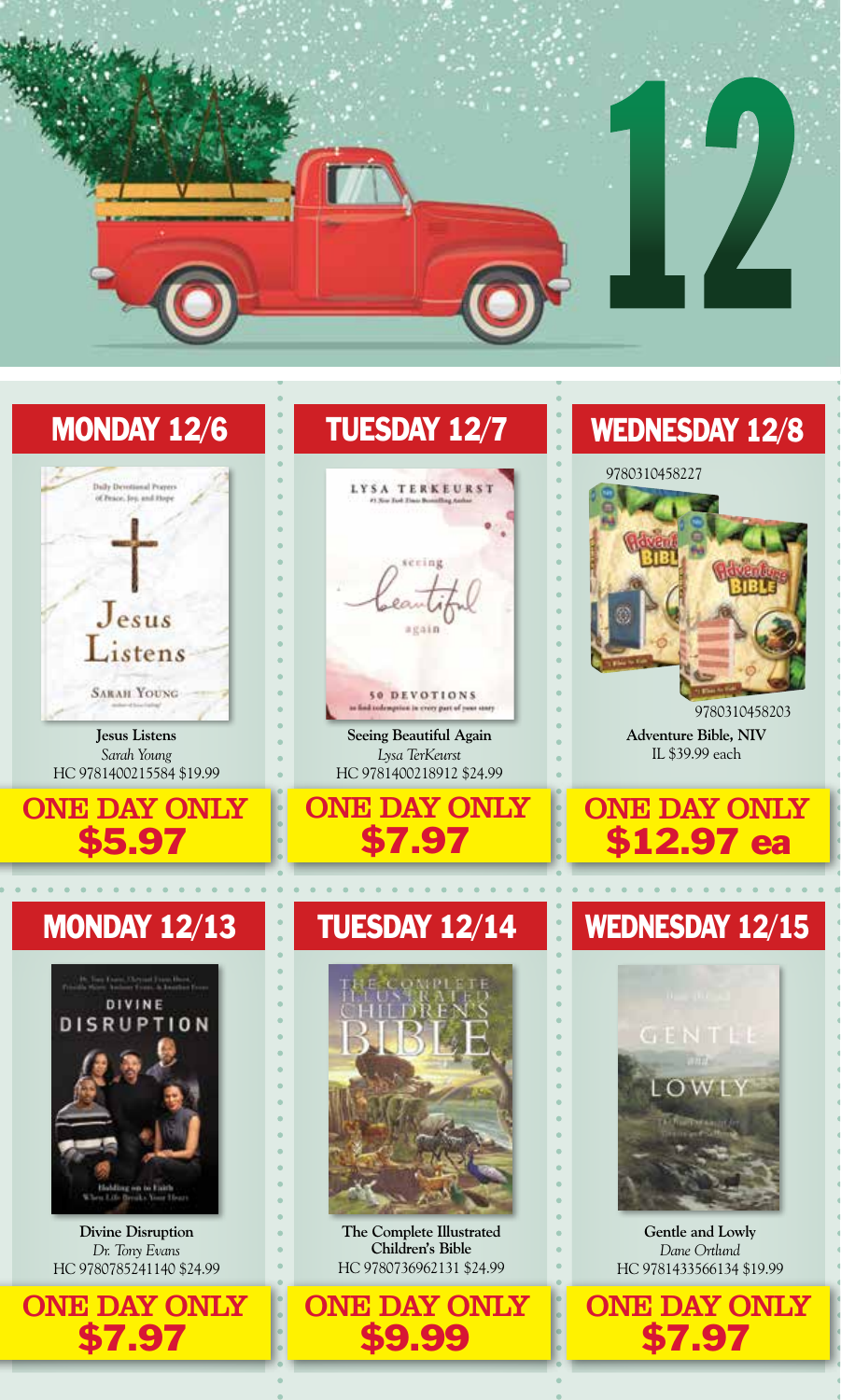# 12

## MONDAY 12/6

**Jesus Listens**
*Sarah Young*
HC 9781400215584 $19.99

**ONE DAY ONLY**
**$5.97**

## TUESDAY 12/7

**Seeing Beautiful Again**
*Lysa TerKeurst*
HC 9781400218912 $24.99

**ONE DAY ONLY**
**$7.97**

## WEDNESDAY 12/8

9780310458227

9780310458203

**Adventure Bible, NIV**
IL $39.99 each

**ONE DAY ONLY**
**$12.97 ea**

## MONDAY 12/13

**Divine Disruption**
*Dr. Tony Evans*
HC 9780785241140 $24.99

**ONE DAY ONLY**
**$7.97**

## TUESDAY 12/14

**The Complete Illustrated Children's Bible**
HC 9780736962131 $24.99

**ONE DAY ONLY**
**$9.99**

## WEDNESDAY 12/15

**Gentle and Lowly**
*Dane Ortlund*
HC 9781433566134 $19.99

**ONE DAY ONLY**
**$7.97**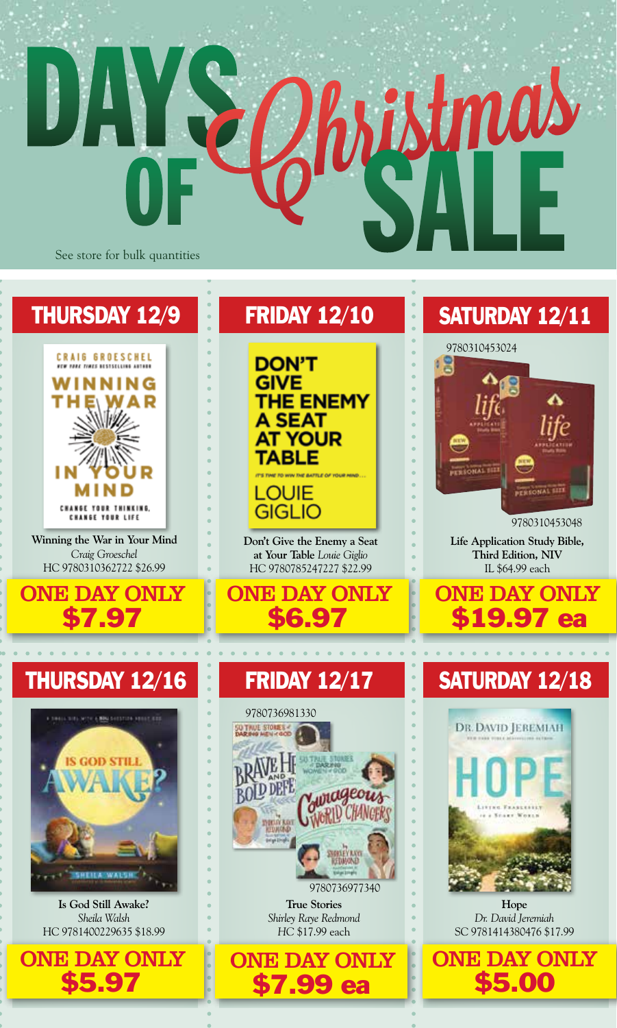# DAYS OF Christmas SALE

See store for bulk quantities

## THURSDAY 12/9

**Winning the War in Your Mind**
*Craig Groeschel*
HC 9780310362722 $26.99

**ONE DAY ONLY**
**$7.97**

## FRIDAY 12/10

**Don't Give the Enemy a Seat at Your Table** *Louie Giglio*
HC 9780785247227 $22.99

**ONE DAY ONLY**
**$6.97**

## SATURDAY 12/11

9780310453024

9780310453048

**Life Application Study Bible, Third Edition, NIV**
IL $64.99 each

**ONE DAY ONLY**
**$19.97 ea**

## THURSDAY 12/16

**Is God Still Awake?**
*Sheila Walsh*
HC 9781400229635 $18.99

**ONE DAY ONLY**
**$5.97**

## FRIDAY 12/17

9780736981330

9780736977340

**True Stories**
*Shirley Raye Redmond*
HC $17.99 each

**ONE DAY ONLY**
**$7.99 ea**

## SATURDAY 12/18

**Hope**
*Dr. David Jeremiah*
SC 9781414380476 $17.99

**ONE DAY ONLY**
**$5.00**